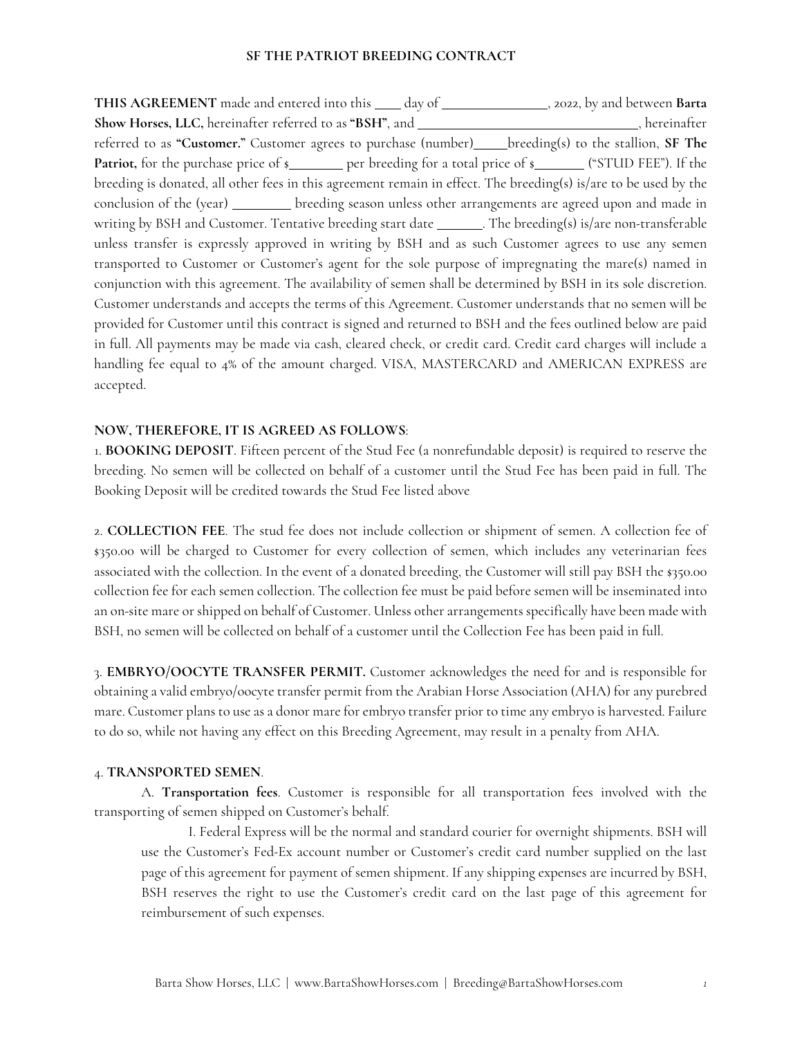# SF THE PATRIOT BREEDING CONTRACT

**THIS AGREEMENT** made and entered into this ____ day of ________________, 2022, by and between **Barta Show Horses, LLC,** hereinafter referred to as **"BSH"**, and ___________________________________, hereinafter referred to as **"Customer."** Customer agrees to purchase (number)_____breeding(s) to the stallion, **SF The Patriot,** for the purchase price of $________ per breeding for a total price of $_______ ("STUD FEE"). If the breeding is donated, all other fees in this agreement remain in effect. The breeding(s) is/are to be used by the conclusion of the (year) _________ breeding season unless other arrangements are agreed upon and made in writing by BSH and Customer. Tentative breeding start date _______. The breeding(s) is/are non-transferable unless transfer is expressly approved in writing by BSH and as such Customer agrees to use any semen transported to Customer or Customer's agent for the sole purpose of impregnating the mare(s) named in conjunction with this agreement. The availability of semen shall be determined by BSH in its sole discretion. Customer understands and accepts the terms of this Agreement. Customer understands that no semen will be provided for Customer until this contract is signed and returned to BSH and the fees outlined below are paid in full. All payments may be made via cash, cleared check, or credit card. Credit card charges will include a handling fee equal to 4% of the amount charged. VISA, MASTERCARD and AMERICAN EXPRESS are accepted.

**NOW, THEREFORE, IT IS AGREED AS FOLLOWS**:

1. **BOOKING DEPOSIT**. Fifteen percent of the Stud Fee (a nonrefundable deposit) is required to reserve the breeding. No semen will be collected on behalf of a customer until the Stud Fee has been paid in full. The Booking Deposit will be credited towards the Stud Fee listed above

2. **COLLECTION FEE**. The stud fee does not include collection or shipment of semen. A collection fee of $350.00 will be charged to Customer for every collection of semen, which includes any veterinarian fees associated with the collection. In the event of a donated breeding, the Customer will still pay BSH the $350.00 collection fee for each semen collection. The collection fee must be paid before semen will be inseminated into an on-site mare or shipped on behalf of Customer. Unless other arrangements specifically have been made with BSH, no semen will be collected on behalf of a customer until the Collection Fee has been paid in full.

3. **EMBRYO/OOCYTE TRANSFER PERMIT.** Customer acknowledges the need for and is responsible for obtaining a valid embryo/oocyte transfer permit from the Arabian Horse Association (AHA) for any purebred mare. Customer plans to use as a donor mare for embryo transfer prior to time any embryo is harvested. Failure to do so, while not having any effect on this Breeding Agreement, may result in a penalty from AHA.

4. **TRANSPORTED SEMEN**.

   A. **Transportation fees**. Customer is responsible for all transportation fees involved with the transporting of semen shipped on Customer's behalf.

      I. Federal Express will be the normal and standard courier for overnight shipments. BSH will use the Customer's Fed-Ex account number or Customer's credit card number supplied on the last page of this agreement for payment of semen shipment. If any shipping expenses are incurred by BSH, BSH reserves the right to use the Customer's credit card on the last page of this agreement for reimbursement of such expenses.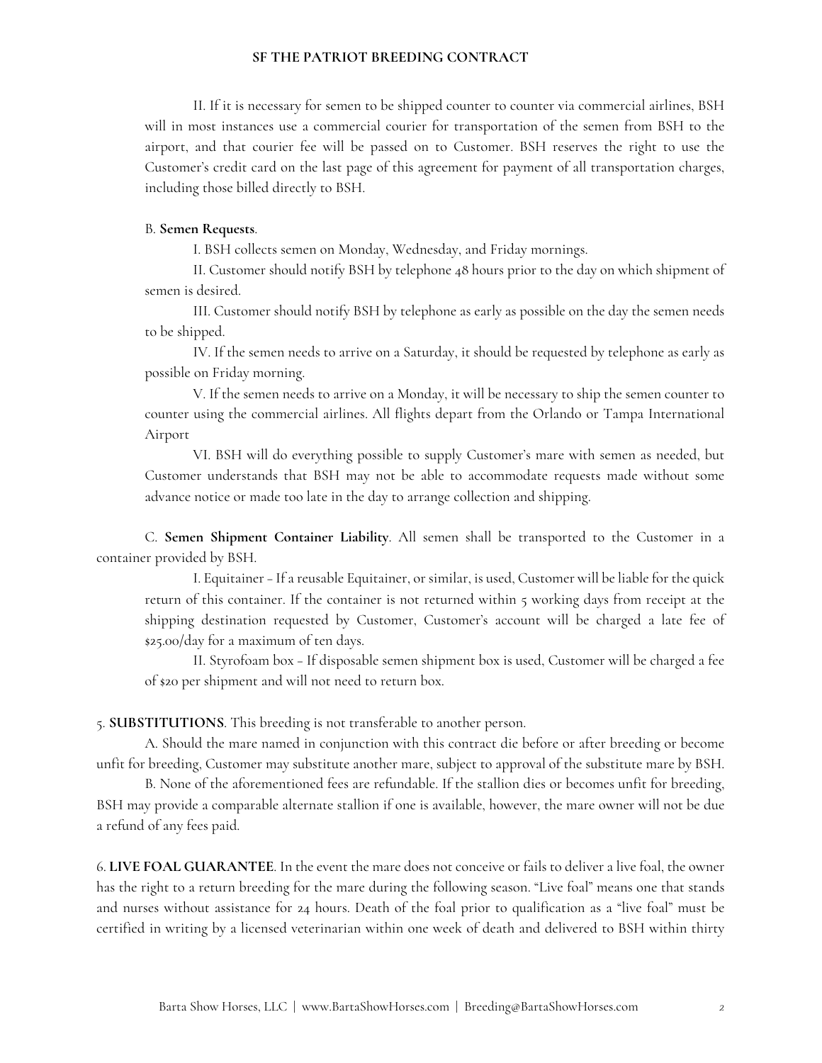II. If it is necessary for semen to be shipped counter to counter via commercial airlines, BSH will in most instances use a commercial courier for transportation of the semen from BSH to the airport, and that courier fee will be passed on to Customer. BSH reserves the right to use the Customer's credit card on the last page of this agreement for payment of all transportation charges, including those billed directly to BSH.

B. **Semen Requests**.

I. BSH collects semen on Monday, Wednesday, and Friday mornings.

II. Customer should notify BSH by telephone 48 hours prior to the day on which shipment of semen is desired.

III. Customer should notify BSH by telephone as early as possible on the day the semen needs to be shipped.

IV. If the semen needs to arrive on a Saturday, it should be requested by telephone as early as possible on Friday morning.

V. If the semen needs to arrive on a Monday, it will be necessary to ship the semen counter to counter using the commercial airlines. All flights depart from the Orlando or Tampa International Airport

VI. BSH will do everything possible to supply Customer's mare with semen as needed, but Customer understands that BSH may not be able to accommodate requests made without some advance notice or made too late in the day to arrange collection and shipping.

C. **Semen Shipment Container Liability**. All semen shall be transported to the Customer in a container provided by BSH.

I. Equitainer – If a reusable Equitainer, or similar, is used, Customer will be liable for the quick return of this container. If the container is not returned within 5 working days from receipt at the shipping destination requested by Customer, Customer's account will be charged a late fee of $25.00/day for a maximum of ten days.

II. Styrofoam box – If disposable semen shipment box is used, Customer will be charged a fee of $20 per shipment and will not need to return box.

5. **SUBSTITUTIONS**. This breeding is not transferable to another person.

A. Should the mare named in conjunction with this contract die before or after breeding or become unfit for breeding, Customer may substitute another mare, subject to approval of the substitute mare by BSH.

B. None of the aforementioned fees are refundable. If the stallion dies or becomes unfit for breeding, BSH may provide a comparable alternate stallion if one is available, however, the mare owner will not be due a refund of any fees paid.

6. **LIVE FOAL GUARANTEE**. In the event the mare does not conceive or fails to deliver a live foal, the owner has the right to a return breeding for the mare during the following season. "Live foal" means one that stands and nurses without assistance for 24 hours. Death of the foal prior to qualification as a "live foal" must be certified in writing by a licensed veterinarian within one week of death and delivered to BSH within thirty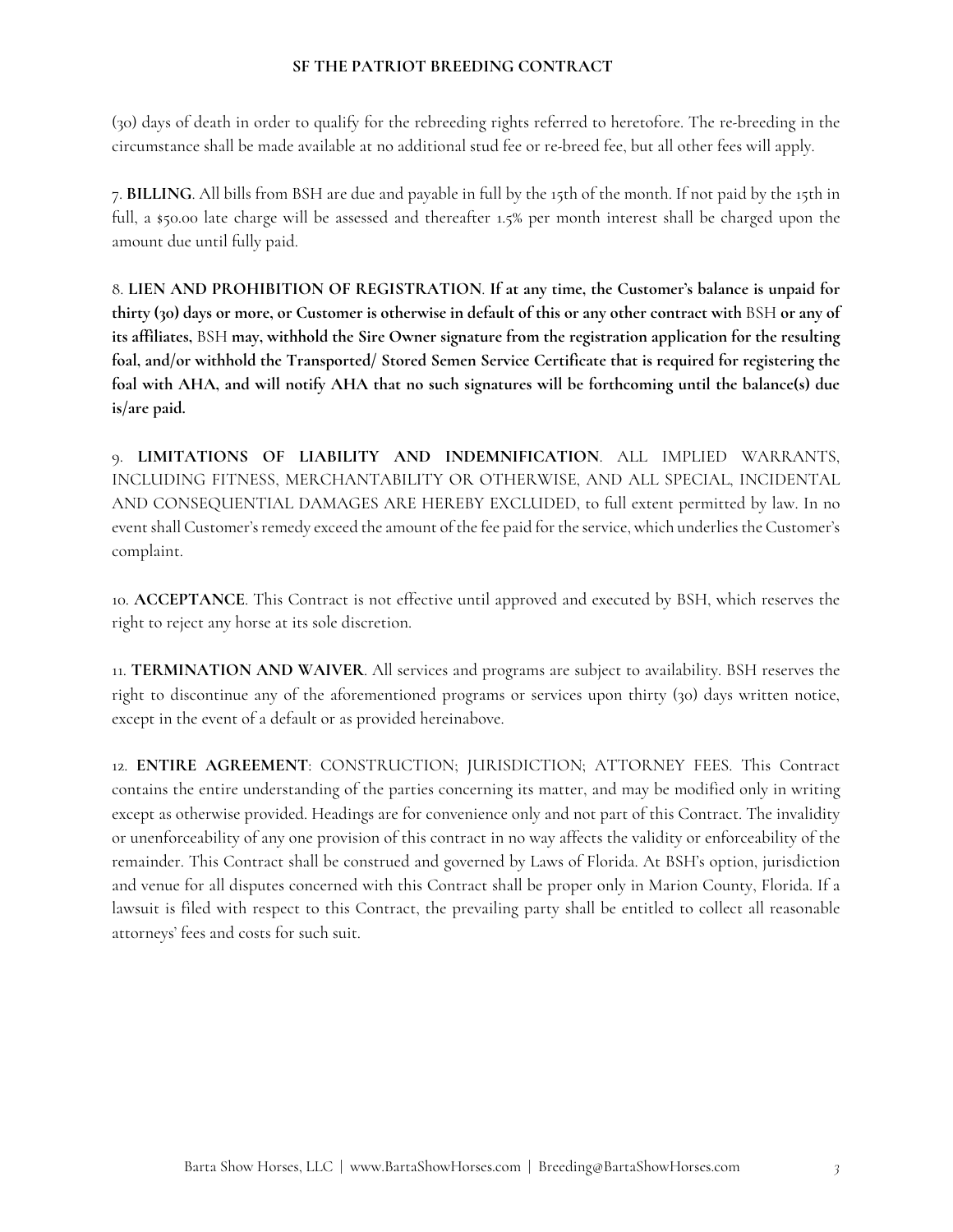(30) days of death in order to qualify for the rebreeding rights referred to heretofore. The re-breeding in the circumstance shall be made available at no additional stud fee or re-breed fee, but all other fees will apply.

7. **BILLING**. All bills from BSH are due and payable in full by the 15th of the month. If not paid by the 15th in full, a $50.00 late charge will be assessed and thereafter 1.5% per month interest shall be charged upon the amount due until fully paid.

8. **LIEN AND PROHIBITION OF REGISTRATION**. **If at any time, the Customer's balance is unpaid for thirty (30) days or more, or Customer is otherwise in default of this or any other contract with** BSH **or any of its affiliates,** BSH **may, withhold the Sire Owner signature from the registration application for the resulting foal, and/or withhold the Transported/ Stored Semen Service Certificate that is required for registering the foal with AHA, and will notify AHA that no such signatures will be forthcoming until the balance(s) due is/are paid.**

9. **LIMITATIONS OF LIABILITY AND INDEMNIFICATION**. ALL IMPLIED WARRANTS, INCLUDING FITNESS, MERCHANTABILITY OR OTHERWISE, AND ALL SPECIAL, INCIDENTAL AND CONSEQUENTIAL DAMAGES ARE HEREBY EXCLUDED, to full extent permitted by law. In no event shall Customer's remedy exceed the amount of the fee paid for the service, which underlies the Customer's complaint.

10. **ACCEPTANCE**. This Contract is not effective until approved and executed by BSH, which reserves the right to reject any horse at its sole discretion.

11. **TERMINATION AND WAIVER**. All services and programs are subject to availability. BSH reserves the right to discontinue any of the aforementioned programs or services upon thirty (30) days written notice, except in the event of a default or as provided hereinabove.

12. **ENTIRE AGREEMENT**: CONSTRUCTION; JURISDICTION; ATTORNEY FEES. This Contract contains the entire understanding of the parties concerning its matter, and may be modified only in writing except as otherwise provided. Headings are for convenience only and not part of this Contract. The invalidity or unenforceability of any one provision of this contract in no way affects the validity or enforceability of the remainder. This Contract shall be construed and governed by Laws of Florida. At BSH's option, jurisdiction and venue for all disputes concerned with this Contract shall be proper only in Marion County, Florida. If a lawsuit is filed with respect to this Contract, the prevailing party shall be entitled to collect all reasonable attorneys' fees and costs for such suit.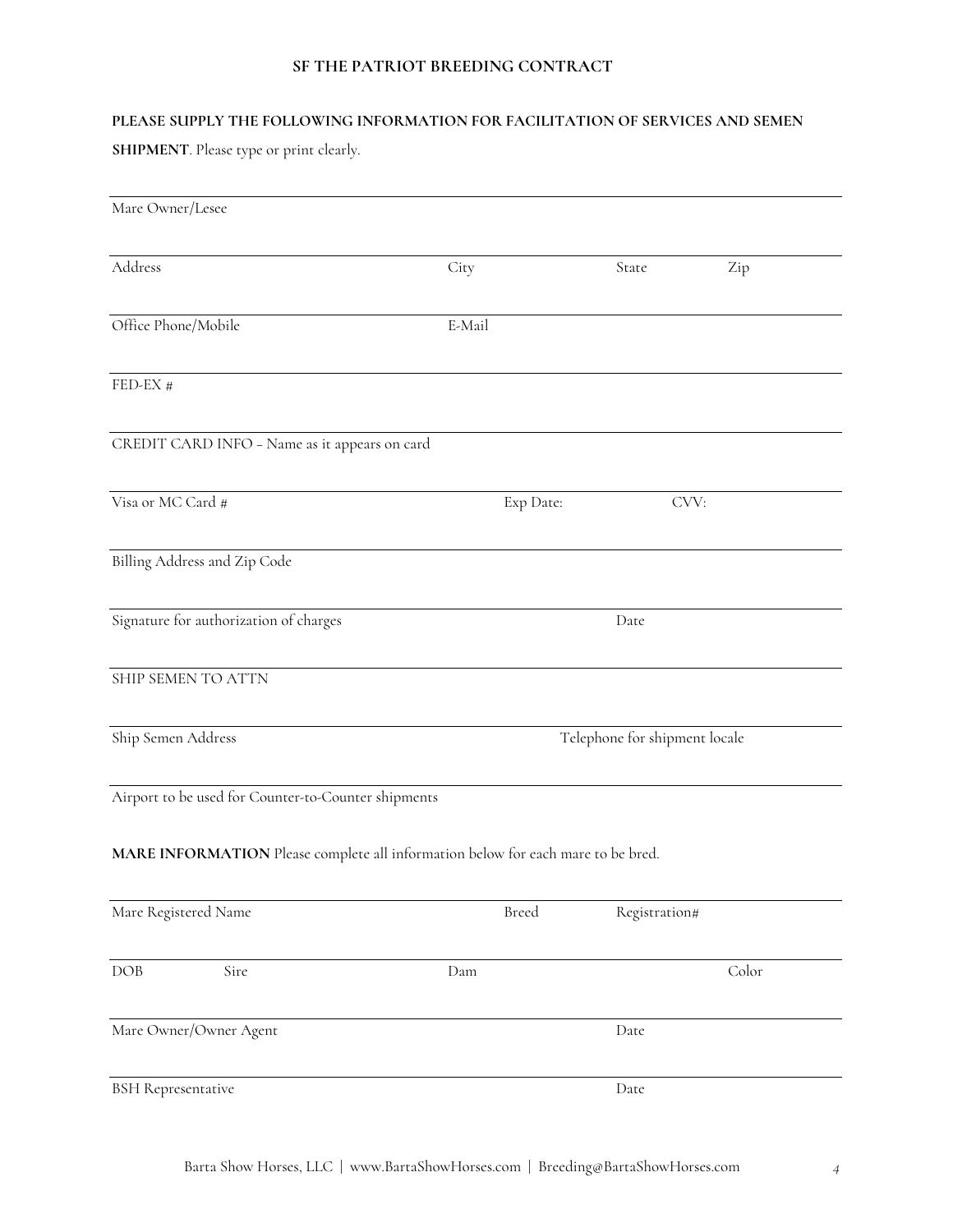# SF THE PATRIOT BREEDING CONTRACT

**PLEASE SUPPLY THE FOLLOWING INFORMATION FOR FACILITATION OF SERVICES AND SEMEN SHIPMENT**. Please type or print clearly.

Mare Owner/Lesee

Address | City | State | Zip

Office Phone/Mobile | E-Mail

FED-EX #

CREDIT CARD INFO - Name as it appears on card

Visa or MC Card # | Exp Date: | CVV:

Billing Address and Zip Code

Signature for authorization of charges | Date

SHIP SEMEN TO ATTN

Ship Semen Address | Telephone for shipment locale

Airport to be used for Counter-to-Counter shipments

**MARE INFORMATION** Please complete all information below for each mare to be bred.

Mare Registered Name | Breed | Registration#

DOB | Sire | Dam | Color

Mare Owner/Owner Agent | Date

BSH Representative | Date

Barta Show Horses, LLC | www.BartaShowHorses.com | Breeding@BartaShowHorses.com